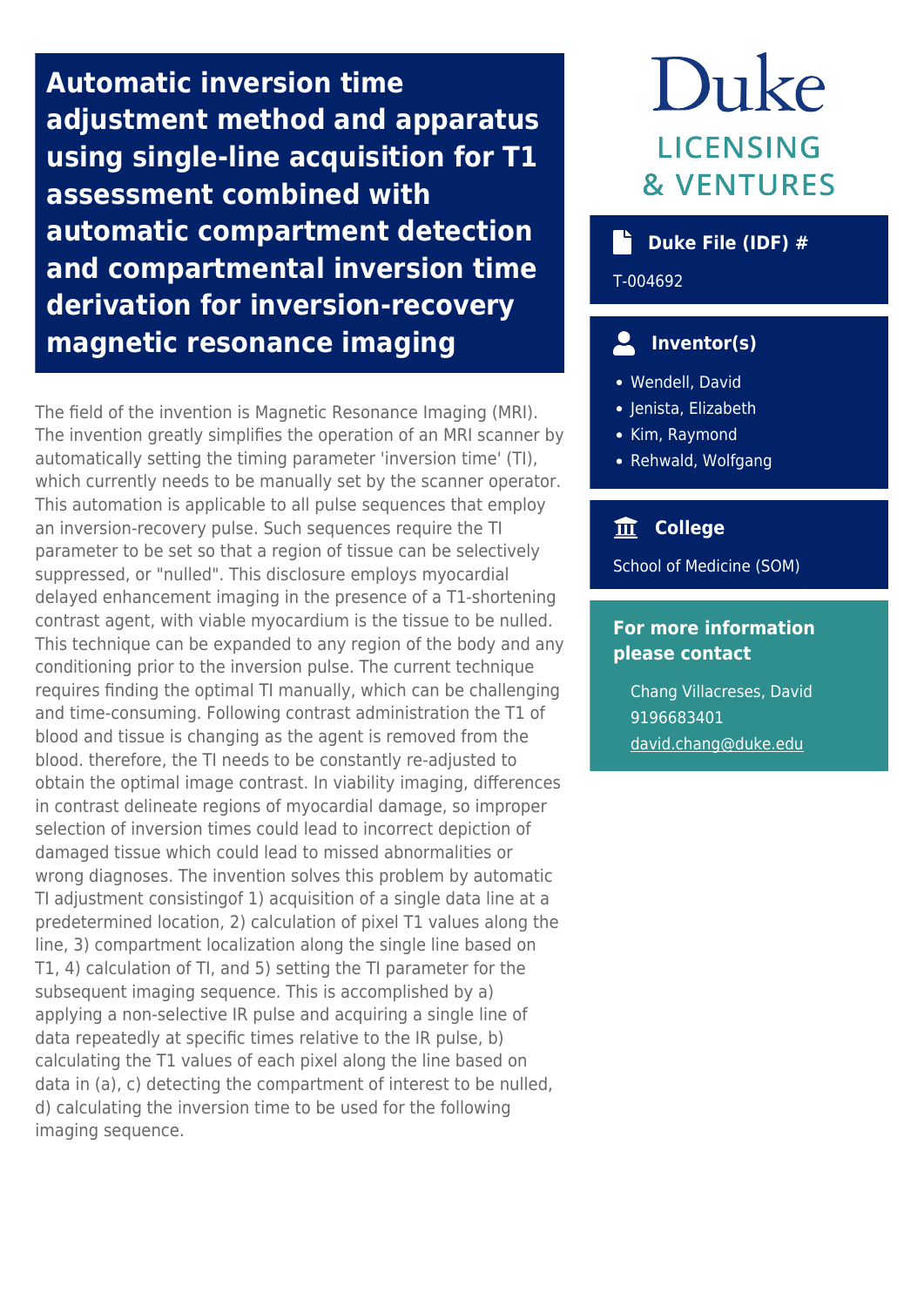# Automatic inversion time adjustment method and apparatus using single-line acquisition for T1 assessment combined with automatic compartment detection and compartmental inversion time derivation for inversion-recovery magnetic resonance imaging

The field of the invention is Magnetic Resonance Imaging (MRI). The invention greatly simplifies the operation of an MRI scanner by automatically setting the timing parameter 'inversion time' (TI), which currently needs to be manually set by the scanner operator. This automation is applicable to all pulse sequences that employ an inversion-recovery pulse. Such sequences require the TI parameter to be set so that a region of tissue can be selectively suppressed, or "nulled". This disclosure employs myocardial delayed enhancement imaging in the presence of a T1-shortening contrast agent, with viable myocardium is the tissue to be nulled. This technique can be expanded to any region of the body and any conditioning prior to the inversion pulse. The current technique requires finding the optimal TI manually, which can be challenging and time-consuming. Following contrast administration the T1 of blood and tissue is changing as the agent is removed from the blood. therefore, the TI needs to be constantly re-adjusted to obtain the optimal image contrast. In viability imaging, differences in contrast delineate regions of myocardial damage, so improper selection of inversion times could lead to incorrect depiction of damaged tissue which could lead to missed abnormalities or wrong diagnoses. The invention solves this problem by automatic TI adjustment consistingof 1) acquisition of a single data line at a predetermined location, 2) calculation of pixel T1 values along the line, 3) compartment localization along the single line based on T1, 4) calculation of TI, and 5) setting the TI parameter for the subsequent imaging sequence. This is accomplished by a) applying a non-selective IR pulse and acquiring a single line of data repeatedly at specific times relative to the IR pulse, b) calculating the T1 values of each pixel along the line based on data in (a), c) detecting the compartment of interest to be nulled, d) calculating the inversion time to be used for the following imaging sequence.

Duke LICENSING & VENTURES

## Duke File (IDF) #

T-004692

## Inventor(s)

- Wendell, David
- Jenista, Elizabeth
- Kim, Raymond
- Rehwald, Wolfgang

## College

School of Medicine (SOM)

## For more information please contact

Chang Villacreses, David
9196683401
david.chang@duke.edu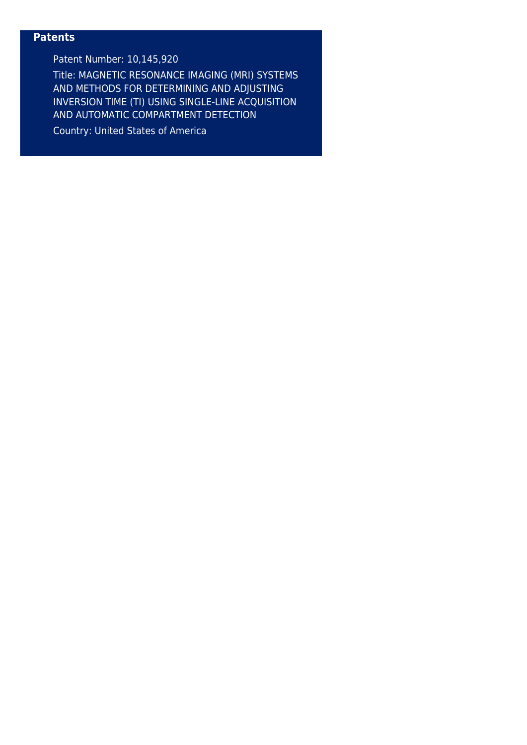## Patents

Patent Number: 10,145,920

Title: MAGNETIC RESONANCE IMAGING (MRI) SYSTEMS AND METHODS FOR DETERMINING AND ADJUSTING INVERSION TIME (TI) USING SINGLE-LINE ACQUISITION AND AUTOMATIC COMPARTMENT DETECTION

Country: United States of America